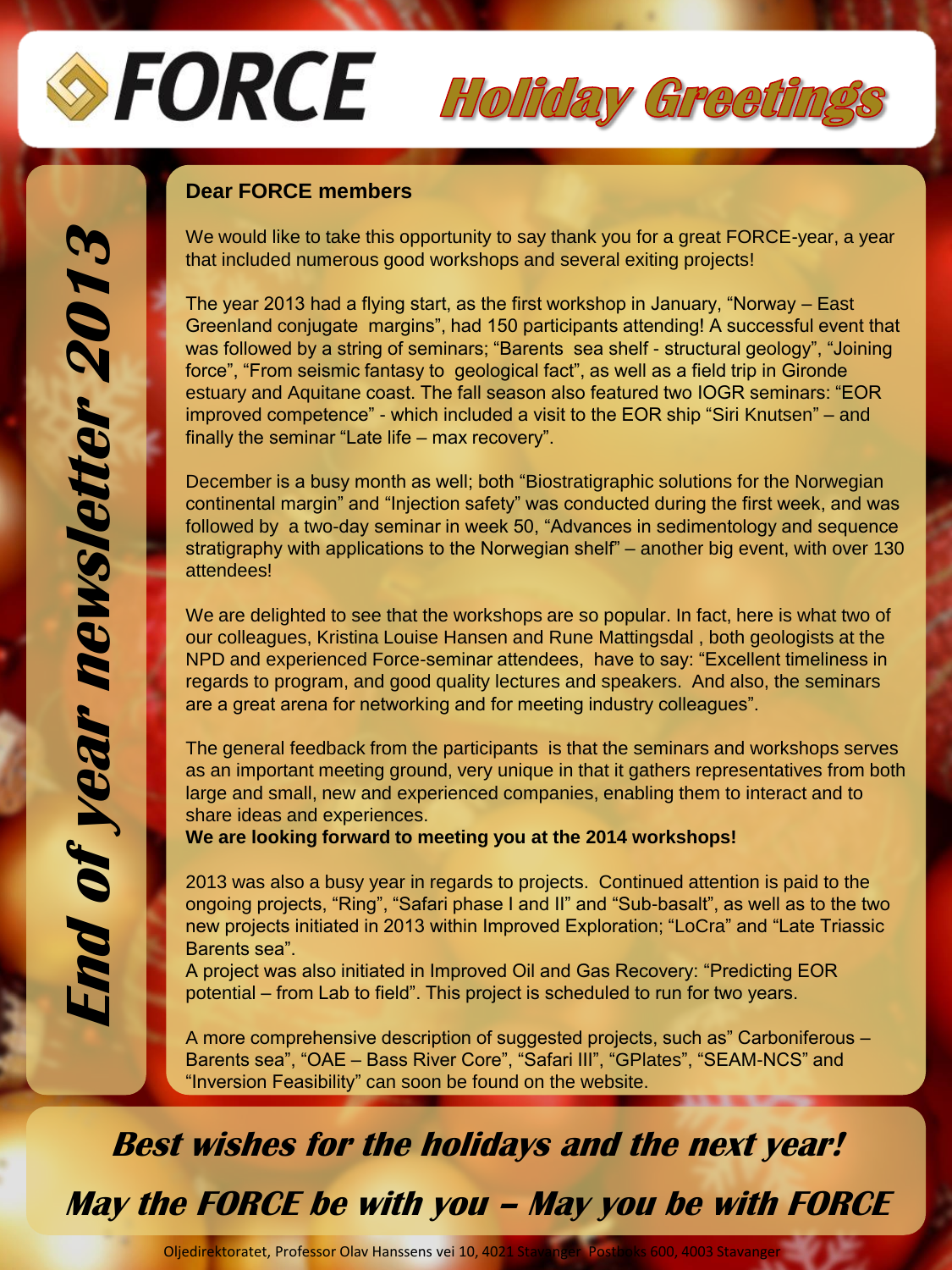# FORCE Holiday Greetings

## *End of year newsletter 2013*

**Dear FORCE members**

We would like to take this opportunity to say thank you for a great FORCE-year, a year that included numerous good workshops and several exiting projects!

The year 2013 had a flying start, as the first workshop in January, "Norway – East Greenland conjugate margins", had 150 participants attending! A successful event that was followed by a string of seminars; "Barents sea shelf - structural geology", "Joining force", "From seismic fantasy to geological fact", as well as a field trip in Gironde estuary and Aquitane coast. The fall season also featured two IOGR seminars: "EOR improved competence" - which included a visit to the EOR ship "Siri Knutsen" – and finally the seminar "Late life – max recovery".

December is a busy month as well; both "Biostratigraphic solutions for the Norwegian continental margin" and "Injection safety" was conducted during the first week, and was followed by a two-day seminar in week 50, "Advances in sedimentology and sequence stratigraphy with applications to the Norwegian shelf" – another big event, with over 130 attendees!

We are delighted to see that the workshops are so popular. In fact, here is what two of our colleagues, Kristina Louise Hansen and Rune Mattingsdal , both geologists at the NPD and experienced Force-seminar attendees, have to say: "Excellent timeliness in regards to program, and good quality lectures and speakers. And also, the seminars are a great arena for networking and for meeting industry colleagues".

The general feedback from the participants is that the seminars and workshops serves as an important meeting ground, very unique in that it gathers representatives from both large and small, new and experienced companies, enabling them to interact and to share ideas and experiences.
**We are looking forward to meeting you at the 2014 workshops!**

2013 was also a busy year in regards to projects. Continued attention is paid to the ongoing projects, "Ring", "Safari phase I and II" and "Sub-basalt", as well as to the two new projects initiated in 2013 within Improved Exploration; "LoCra" and "Late Triassic Barents sea".
A project was also initiated in Improved Oil and Gas Recovery: "Predicting EOR potential – from Lab to field". This project is scheduled to run for two years.

A more comprehensive description of suggested projects, such as" Carboniferous – Barents sea", "OAE – Bass River Core", "Safari III", "GPlates", "SEAM-NCS" and "Inversion Feasibility" can soon be found on the website.

***Best wishes for the holidays and the next year!***

***May the FORCE be with you – May you be with FORCE***

Oljedirektoratet, Professor Olav Hanssens vei 10, 4021 Stavanger. Postboks 600, 4003 Stavanger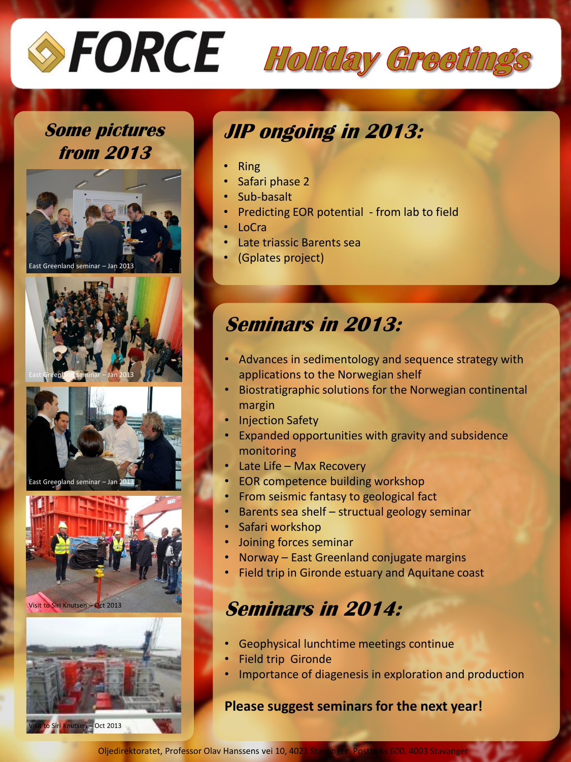# FORCE Holiday Greetings

## Some pictures from 2013

East Greenland seminar – Jan 2013

East Greenland seminar – Jan 2013

East Greenland seminar – Jan 2013

Visit to Siri Knutsen – Oct 2013

Visit to Siri Knutsen – Oct 2013

## JIP ongoing in 2013:

- Ring
- Safari phase 2
- Sub-basalt
- Predicting EOR potential - from lab to field
- LoCra
- Late triassic Barents sea
- (Gplates project)

## Seminars in 2013:

- Advances in sedimentology and sequence strategy with applications to the Norwegian shelf
- Biostratigraphic solutions for the Norwegian continental margin
- Injection Safety
- Expanded opportunities with gravity and subsidence monitoring
- Late Life – Max Recovery
- EOR competence building workshop
- From seismic fantasy to geological fact
- Barents sea shelf – structual geology seminar
- Safari workshop
- Joining forces seminar
- Norway – East Greenland conjugate margins
- Field trip in Gironde estuary and Aquitane coast

## Seminars in 2014:

- Geophysical lunchtime meetings continue
- Field trip Gironde
- Importance of diagenesis in exploration and production

**Please suggest seminars for the next year!**

Oljedirektoratet, Professor Olav Hanssens vei 10, 4021 Stavanger. Postboks 600, 4003 Stavanger